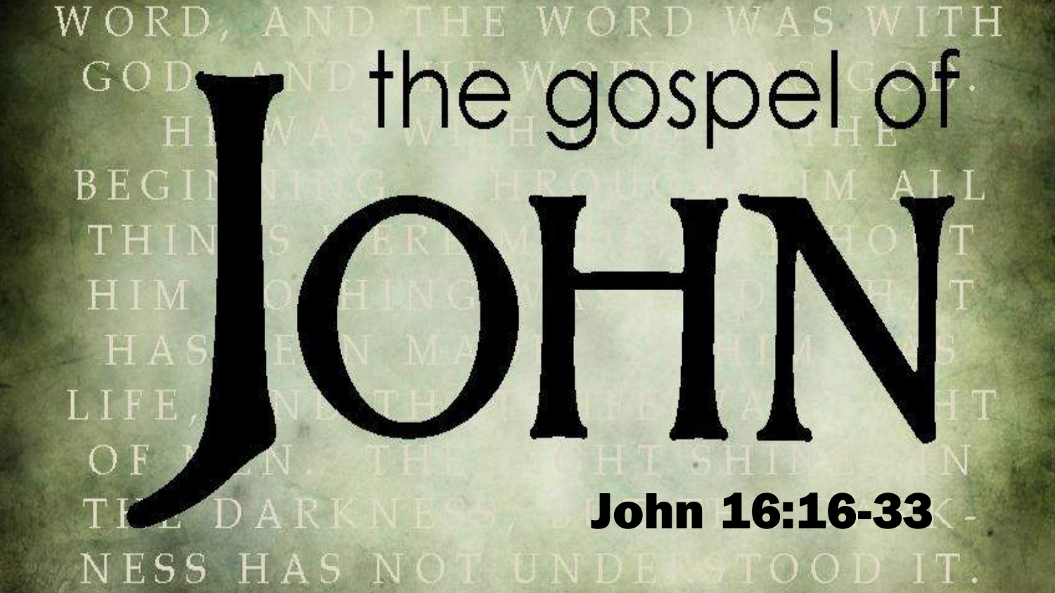# the gospel of JOHN

John 16:16-33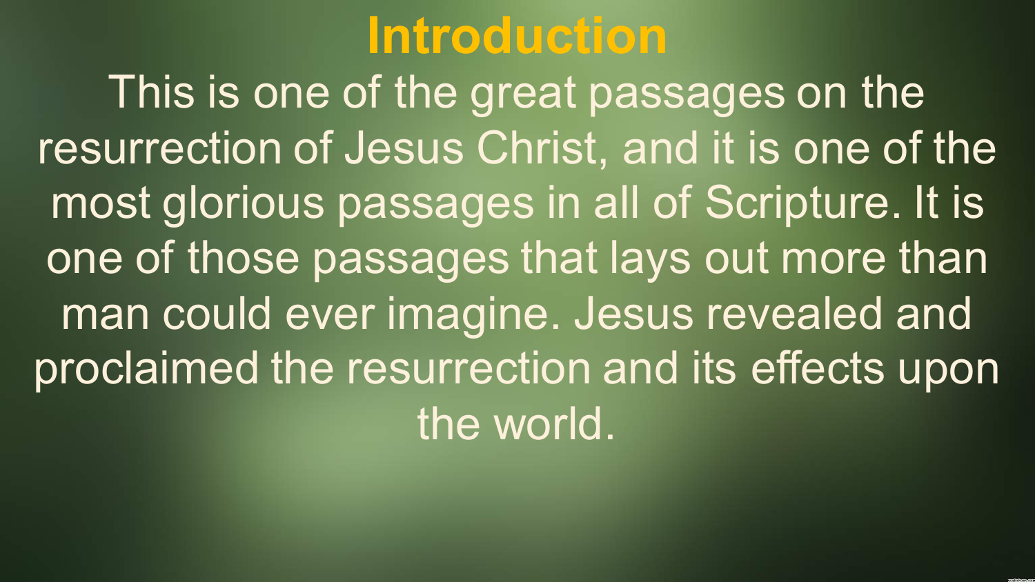# Introduction

This is one of the great passages on the resurrection of Jesus Christ, and it is one of the most glorious passages in all of Scripture. It is one of those passages that lays out more than man could ever imagine. Jesus revealed and proclaimed the resurrection and its effects upon the world.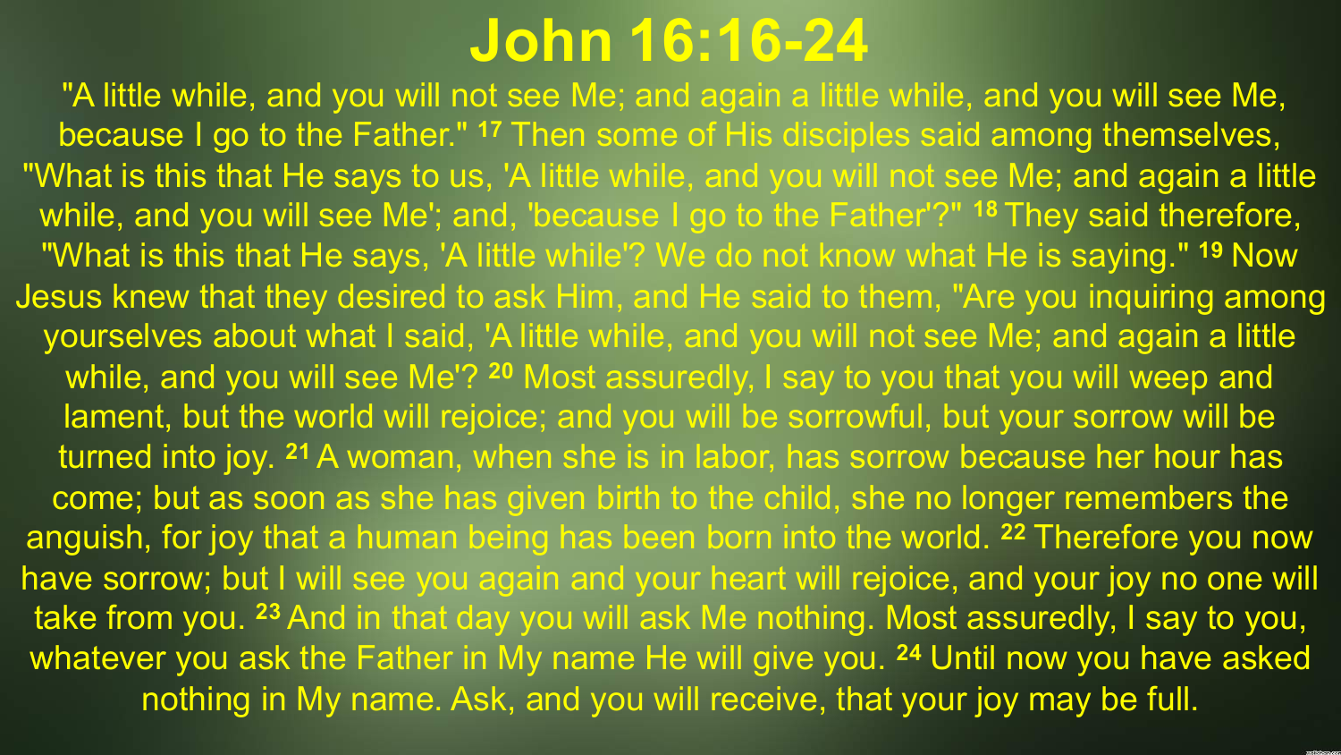# John 16:16-24

"A little while, and you will not see Me; and again a little while, and you will see Me, because I go to the Father." [17] Then some of His disciples said among themselves, "What is this that He says to us, 'A little while, and you will not see Me; and again a little while, and you will see Me'; and, 'because I go to the Father'?" [18] They said therefore, "What is this that He says, 'A little while'? We do not know what He is saying." [19] Now Jesus knew that they desired to ask Him, and He said to them, "Are you inquiring among yourselves about what I said, 'A little while, and you will not see Me; and again a little while, and you will see Me'? [20] Most assuredly, I say to you that you will weep and lament, but the world will rejoice; and you will be sorrowful, but your sorrow will be turned into joy. [21] A woman, when she is in labor, has sorrow because her hour has come; but as soon as she has given birth to the child, she no longer remembers the anguish, for joy that a human being has been born into the world. [22] Therefore you now have sorrow; but I will see you again and your heart will rejoice, and your joy no one will take from you. [23] And in that day you will ask Me nothing. Most assuredly, I say to you, whatever you ask the Father in My name He will give you. [24] Until now you have asked nothing in My name. Ask, and you will receive, that your joy may be full.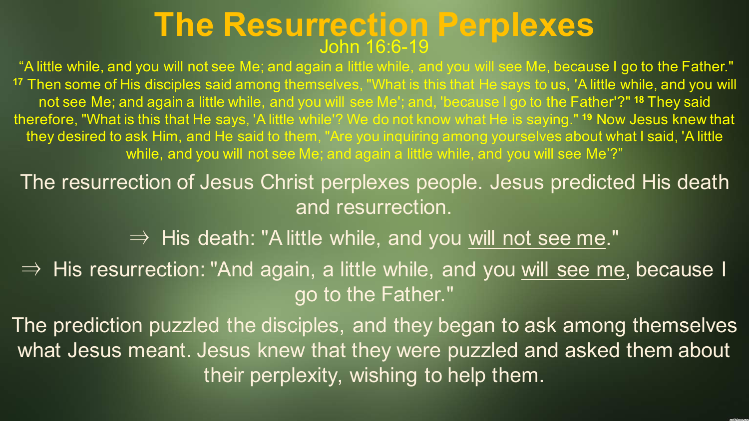# The Resurrection Perplexes

John 16:6-19

"A little while, and you will not see Me; and again a little while, and you will see Me, because I go to the Father." [17] Then some of His disciples said among themselves, "What is this that He says to us, 'A little while, and you will not see Me; and again a little while, and you will see Me'; and, 'because I go to the Father'?" [18] They said therefore, "What is this that He says, 'A little while'? We do not know what He is saying." [19] Now Jesus knew that they desired to ask Him, and He said to them, "Are you inquiring among yourselves about what I said, 'A little while, and you will not see Me; and again a little while, and you will see Me'?"

The resurrection of Jesus Christ perplexes people. Jesus predicted His death and resurrection.

⇒ His death: "A little while, and you <u>will not see me</u>."

⇒ His resurrection: "And again, a little while, and you <u>will see me</u>, because I go to the Father."

The prediction puzzled the disciples, and they began to ask among themselves what Jesus meant. Jesus knew that they were puzzled and asked them about their perplexity, wishing to help them.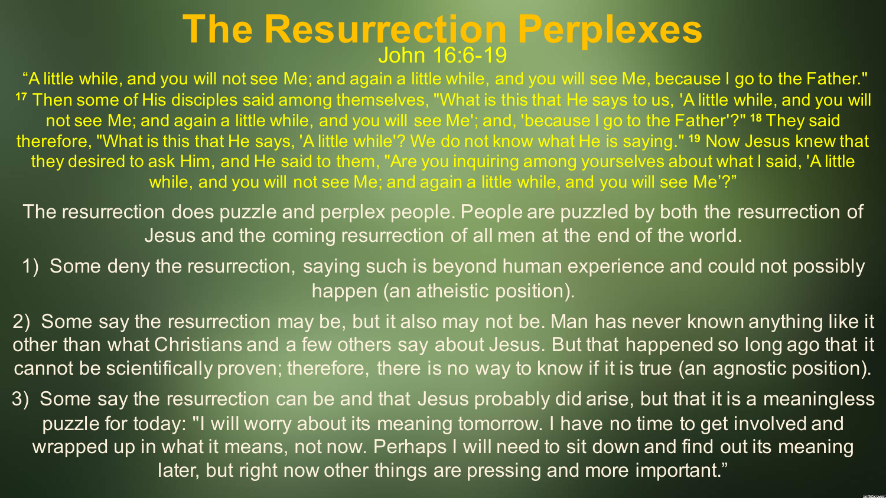# The Resurrection Perplexes

John 16:6-19

"A little while, and you will not see Me; and again a little while, and you will see Me, because I go to the Father." [17] Then some of His disciples said among themselves, "What is this that He says to us, 'A little while, and you will not see Me; and again a little while, and you will see Me'; and, 'because I go to the Father'?" [18] They said therefore, "What is this that He says, 'A little while'? We do not know what He is saying." [19] Now Jesus knew that they desired to ask Him, and He said to them, "Are you inquiring among yourselves about what I said, 'A little while, and you will not see Me; and again a little while, and you will see Me'?"

The resurrection does puzzle and perplex people. People are puzzled by both the resurrection of Jesus and the coming resurrection of all men at the end of the world.

1) Some deny the resurrection, saying such is beyond human experience and could not possibly happen (an atheistic position).

2) Some say the resurrection may be, but it also may not be. Man has never known anything like it other than what Christians and a few others say about Jesus. But that happened so long ago that it cannot be scientifically proven; therefore, there is no way to know if it is true (an agnostic position).

3) Some say the resurrection can be and that Jesus probably did arise, but that it is a meaningless puzzle for today: "I will worry about its meaning tomorrow. I have no time to get involved and wrapped up in what it means, not now. Perhaps I will need to sit down and find out its meaning later, but right now other things are pressing and more important."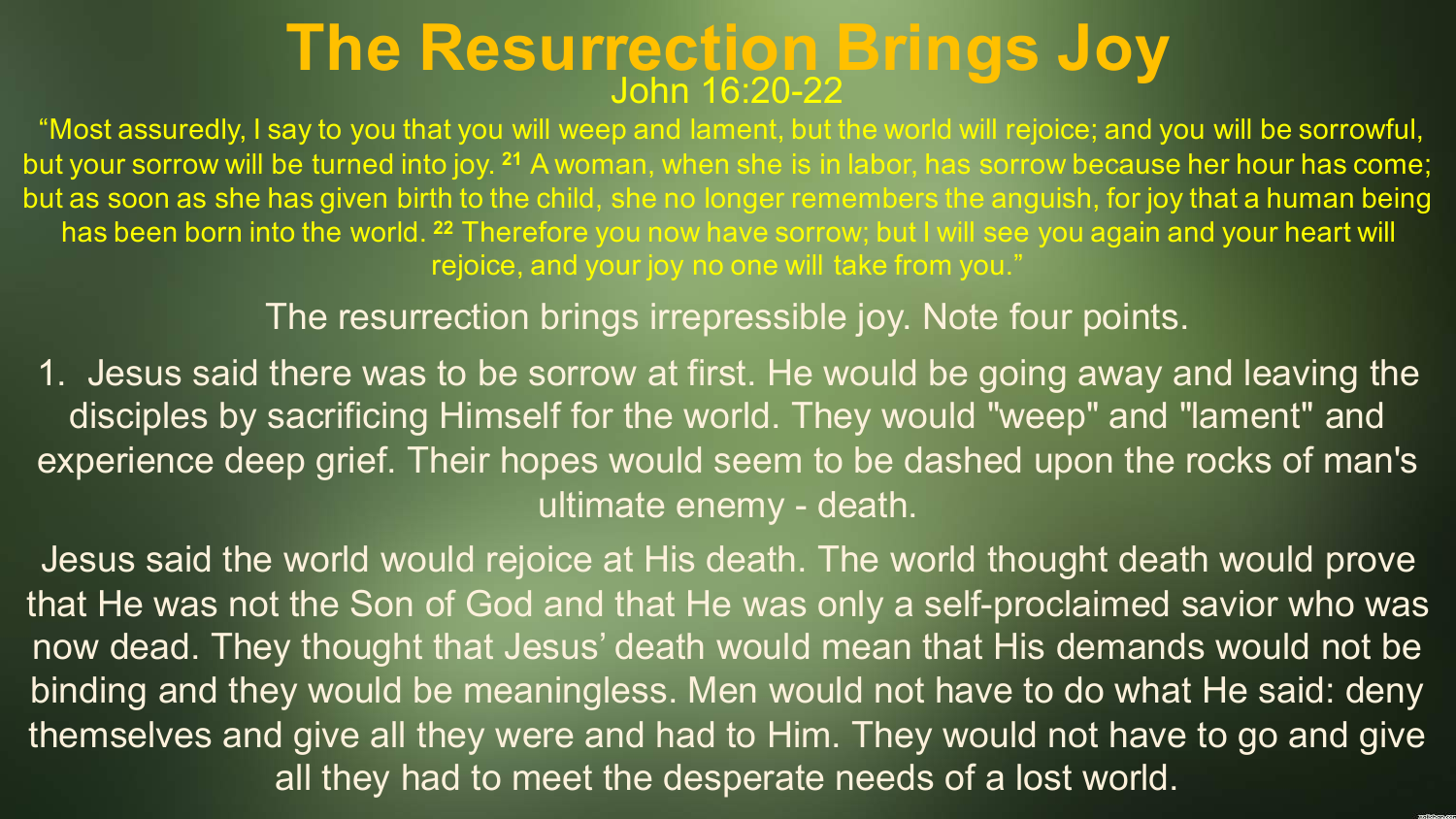# The Resurrection Brings Joy

John 16:20-22

"Most assuredly, I say to you that you will weep and lament, but the world will rejoice; and you will be sorrowful, but your sorrow will be turned into joy. [21] A woman, when she is in labor, has sorrow because her hour has come; but as soon as she has given birth to the child, she no longer remembers the anguish, for joy that a human being has been born into the world. [22] Therefore you now have sorrow; but I will see you again and your heart will rejoice, and your joy no one will take from you."

The resurrection brings irrepressible joy. Note four points.

1. Jesus said there was to be sorrow at first. He would be going away and leaving the disciples by sacrificing Himself for the world. They would "weep" and "lament" and experience deep grief. Their hopes would seem to be dashed upon the rocks of man's ultimate enemy - death.

Jesus said the world would rejoice at His death. The world thought death would prove that He was not the Son of God and that He was only a self-proclaimed savior who was now dead. They thought that Jesus' death would mean that His demands would not be binding and they would be meaningless. Men would not have to do what He said: deny themselves and give all they were and had to Him. They would not have to go and give all they had to meet the desperate needs of a lost world.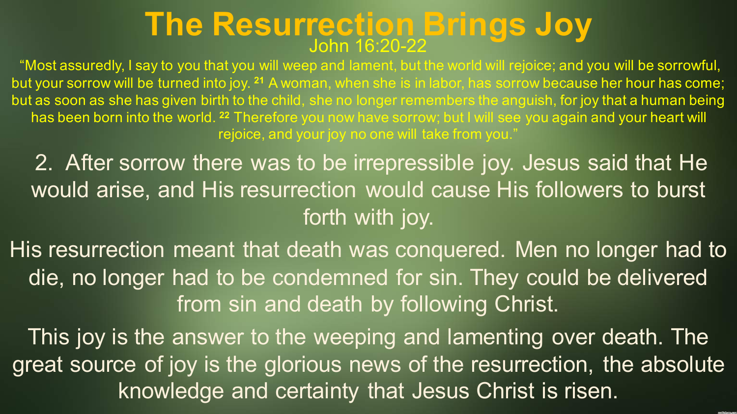# The Resurrection Brings Joy

John 16:20-22

"Most assuredly, I say to you that you will weep and lament, but the world will rejoice; and you will be sorrowful, but your sorrow will be turned into joy. [21] A woman, when she is in labor, has sorrow because her hour has come; but as soon as she has given birth to the child, she no longer remembers the anguish, for joy that a human being has been born into the world. [22] Therefore you now have sorrow; but I will see you again and your heart will rejoice, and your joy no one will take from you."

2. After sorrow there was to be irrepressible joy. Jesus said that He would arise, and His resurrection would cause His followers to burst forth with joy.

His resurrection meant that death was conquered. Men no longer had to die, no longer had to be condemned for sin. They could be delivered from sin and death by following Christ.

This joy is the answer to the weeping and lamenting over death. The great source of joy is the glorious news of the resurrection, the absolute knowledge and certainty that Jesus Christ is risen.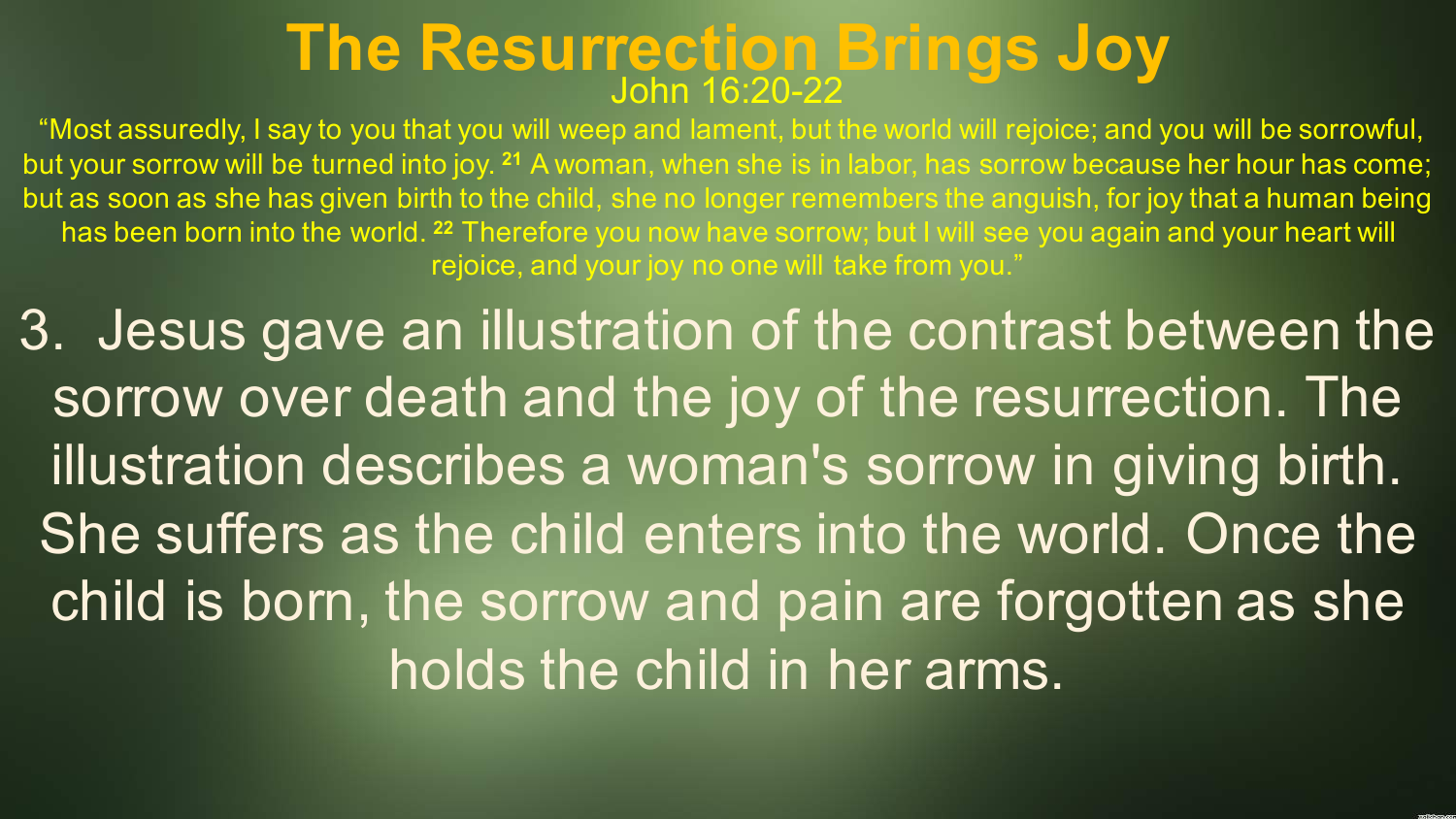# The Resurrection Brings Joy

John 16:20-22

"Most assuredly, I say to you that you will weep and lament, but the world will rejoice; and you will be sorrowful, but your sorrow will be turned into joy. [21] A woman, when she is in labor, has sorrow because her hour has come; but as soon as she has given birth to the child, she no longer remembers the anguish, for joy that a human being has been born into the world. [22] Therefore you now have sorrow; but I will see you again and your heart will rejoice, and your joy no one will take from you."

3. Jesus gave an illustration of the contrast between the sorrow over death and the joy of the resurrection. The illustration describes a woman's sorrow in giving birth. She suffers as the child enters into the world. Once the child is born, the sorrow and pain are forgotten as she holds the child in her arms.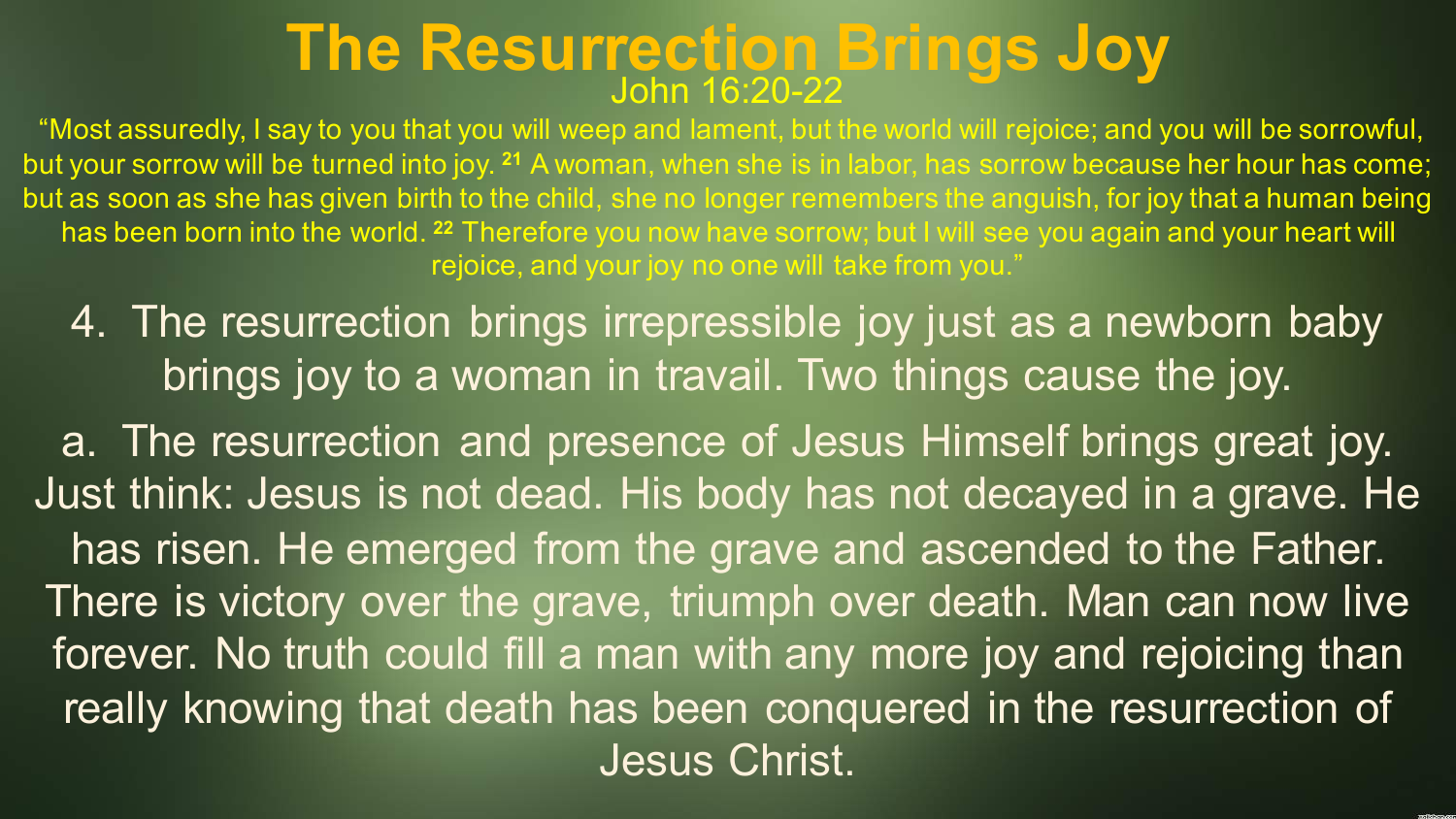# The Resurrection Brings Joy

John 16:20-22

"Most assuredly, I say to you that you will weep and lament, but the world will rejoice; and you will be sorrowful, but your sorrow will be turned into joy. [21] A woman, when she is in labor, has sorrow because her hour has come; but as soon as she has given birth to the child, she no longer remembers the anguish, for joy that a human being has been born into the world. [22] Therefore you now have sorrow; but I will see you again and your heart will rejoice, and your joy no one will take from you."

4. The resurrection brings irrepressible joy just as a newborn baby brings joy to a woman in travail. Two things cause the joy.

a. The resurrection and presence of Jesus Himself brings great joy. Just think: Jesus is not dead. His body has not decayed in a grave. He has risen. He emerged from the grave and ascended to the Father. There is victory over the grave, triumph over death. Man can now live forever. No truth could fill a man with any more joy and rejoicing than really knowing that death has been conquered in the resurrection of Jesus Christ.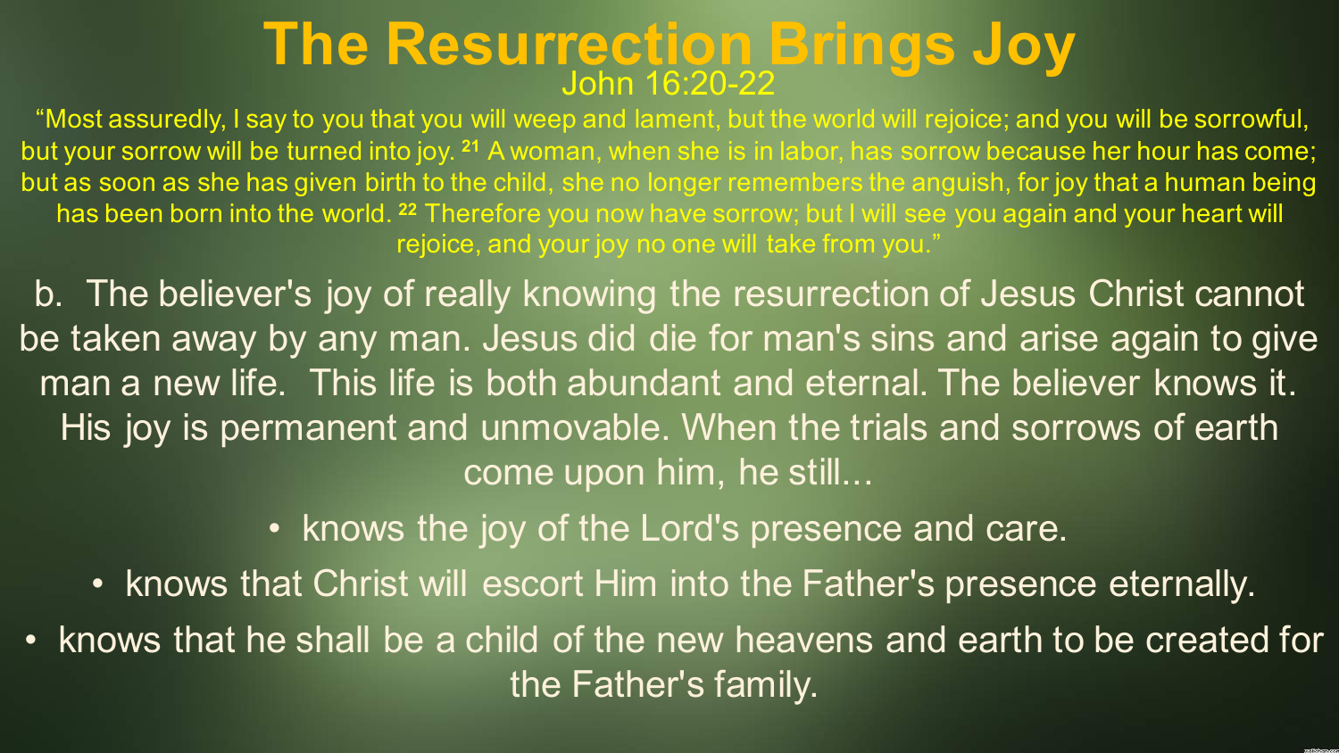# The Resurrection Brings Joy

John 16:20-22

"Most assuredly, I say to you that you will weep and lament, but the world will rejoice; and you will be sorrowful, but your sorrow will be turned into joy. [21] A woman, when she is in labor, has sorrow because her hour has come; but as soon as she has given birth to the child, she no longer remembers the anguish, for joy that a human being has been born into the world. [22] Therefore you now have sorrow; but I will see you again and your heart will rejoice, and your joy no one will take from you."

b. The believer's joy of really knowing the resurrection of Jesus Christ cannot be taken away by any man. Jesus did die for man's sins and arise again to give man a new life. This life is both abundant and eternal. The believer knows it. His joy is permanent and unmovable. When the trials and sorrows of earth come upon him, he still...

- knows the joy of the Lord's presence and care.
- knows that Christ will escort Him into the Father's presence eternally.
- knows that he shall be a child of the new heavens and earth to be created for the Father's family.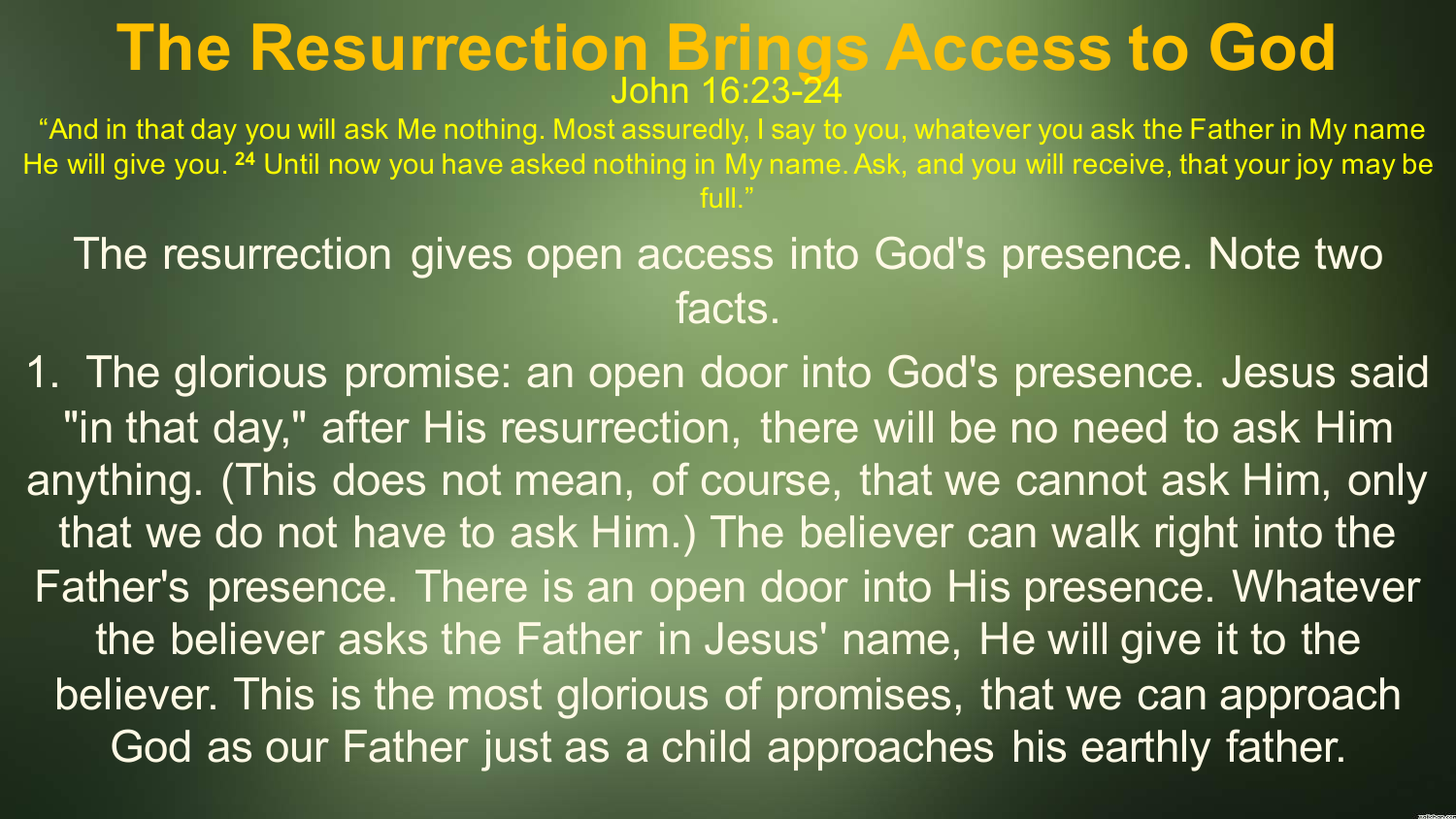# The Resurrection Brings Access to God

John 16:23-24

“And in that day you will ask Me nothing. Most assuredly, I say to you, whatever you ask the Father in My name He will give you. [24] Until now you have asked nothing in My name. Ask, and you will receive, that your joy may be full.”

The resurrection gives open access into God's presence. Note two facts.

1. The glorious promise: an open door into God's presence. Jesus said "in that day," after His resurrection, there will be no need to ask Him anything. (This does not mean, of course, that we cannot ask Him, only that we do not have to ask Him.) The believer can walk right into the Father's presence. There is an open door into His presence. Whatever the believer asks the Father in Jesus' name, He will give it to the believer. This is the most glorious of promises, that we can approach God as our Father just as a child approaches his earthly father.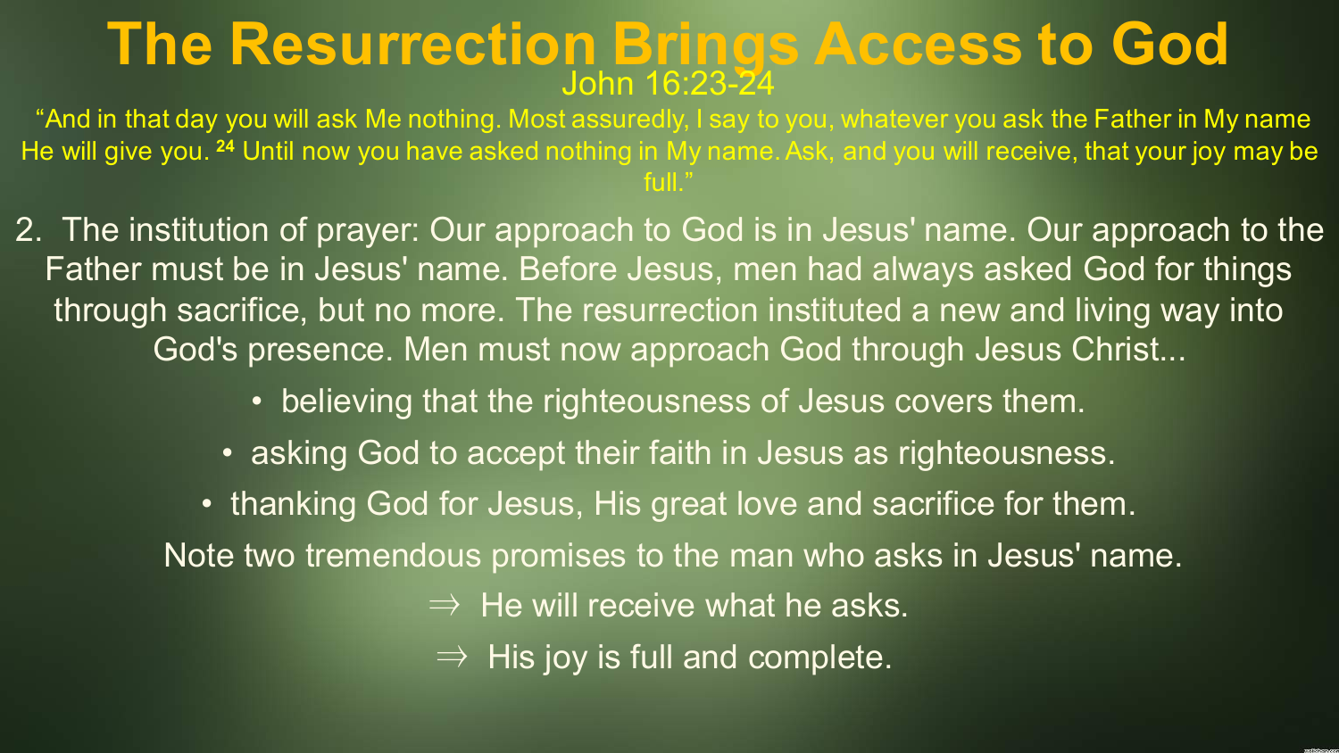# The Resurrection Brings Access to God

John 16:23-24

"And in that day you will ask Me nothing. Most assuredly, I say to you, whatever you ask the Father in My name He will give you. [24] Until now you have asked nothing in My name. Ask, and you will receive, that your joy may be full."

2. The institution of prayer: Our approach to God is in Jesus' name. Our approach to the Father must be in Jesus' name. Before Jesus, men had always asked God for things through sacrifice, but no more. The resurrection instituted a new and living way into God's presence. Men must now approach God through Jesus Christ...

- believing that the righteousness of Jesus covers them.
- asking God to accept their faith in Jesus as righteousness.
- thanking God for Jesus, His great love and sacrifice for them.

Note two tremendous promises to the man who asks in Jesus' name.

⇒ He will receive what he asks.

⇒ His joy is full and complete.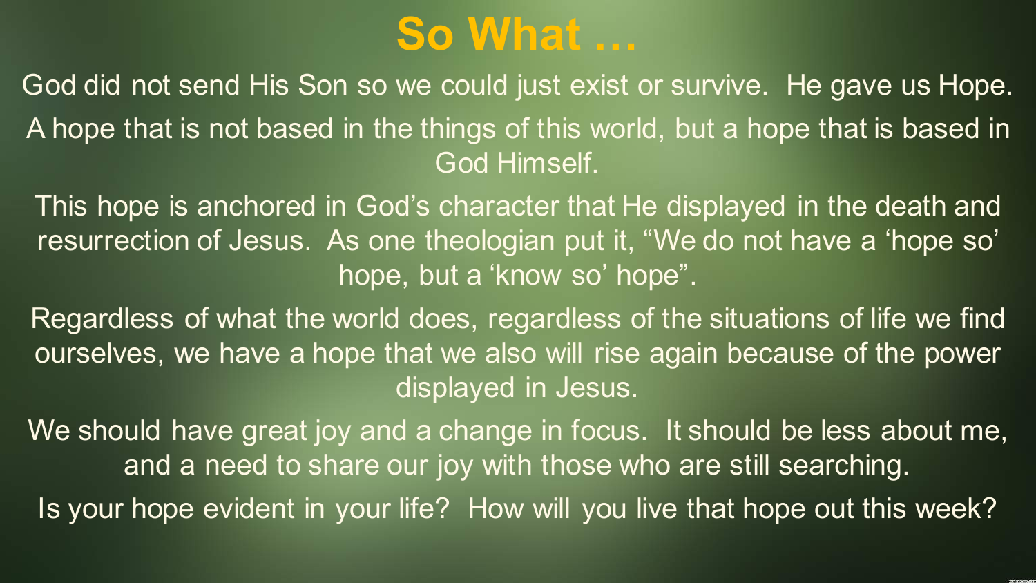# So What …

God did not send His Son so we could just exist or survive. He gave us Hope.

A hope that is not based in the things of this world, but a hope that is based in God Himself.

This hope is anchored in God's character that He displayed in the death and resurrection of Jesus. As one theologian put it, "We do not have a 'hope so' hope, but a 'know so' hope".

Regardless of what the world does, regardless of the situations of life we find ourselves, we have a hope that we also will rise again because of the power displayed in Jesus.

We should have great joy and a change in focus. It should be less about me, and a need to share our joy with those who are still searching.

Is your hope evident in your life? How will you live that hope out this week?